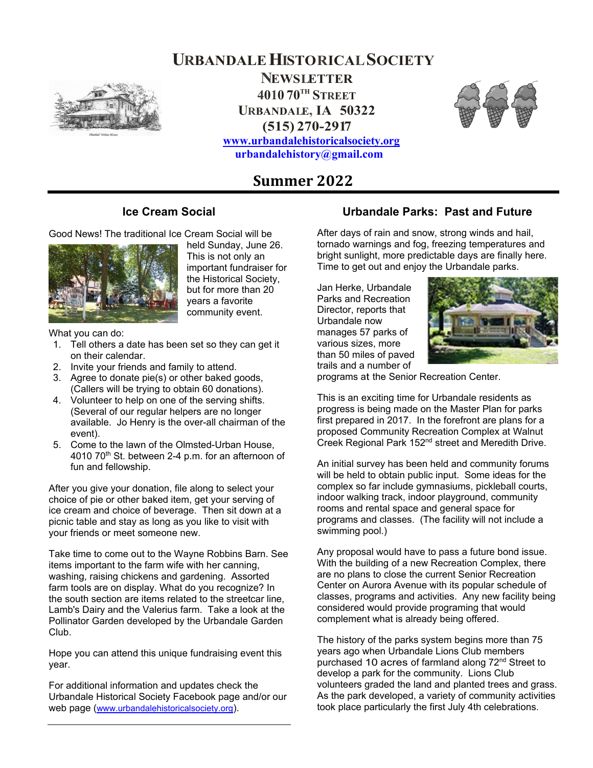# Urbandale Historical Society

## Newsletter

**4010 70$^{TH}$ Street**
**Urbandale, IA 50322**
**(515) 270-2917**
**www.urbandalehistoricalsociety.org**
**urbandalehistory@gmail.com**

## Summer 2022

### Ice Cream Social

Good News! The traditional Ice Cream Social will be held Sunday, June 26. This is not only an important fundraiser for the Historical Society, but for more than 20 years a favorite community event.

What you can do:

1. Tell others a date has been set so they can get it on their calendar.
2. Invite your friends and family to attend.
3. Agree to donate pie(s) or other baked goods, (Callers will be trying to obtain 60 donations).
4. Volunteer to help on one of the serving shifts. (Several of our regular helpers are no longer available. Jo Henry is the over-all chairman of the event).
5. Come to the lawn of the Olmsted-Urban House, 4010 70th St. between 2-4 p.m. for an afternoon of fun and fellowship.

After you give your donation, file along to select your choice of pie or other baked item, get your serving of ice cream and choice of beverage. Then sit down at a picnic table and stay as long as you like to visit with your friends or meet someone new.

Take time to come out to the Wayne Robbins Barn. See items important to the farm wife with her canning, washing, raising chickens and gardening. Assorted farm tools are on display. What do you recognize? In the south section are items related to the streetcar line, Lamb's Dairy and the Valerius farm. Take a look at the Pollinator Garden developed by the Urbandale Garden Club.

Hope you can attend this unique fundraising event this year.

For additional information and updates check the Urbandale Historical Society Facebook page and/or our web page (www.urbandalehistoricalsociety.org).

### Urbandale Parks: Past and Future

After days of rain and snow, strong winds and hail, tornado warnings and fog, freezing temperatures and bright sunlight, more predictable days are finally here. Time to get out and enjoy the Urbandale parks.

Jan Herke, Urbandale Parks and Recreation Director, reports that Urbandale now manages 57 parks of various sizes, more than 50 miles of paved trails and a number of programs at the Senior Recreation Center.

This is an exciting time for Urbandale residents as progress is being made on the Master Plan for parks first prepared in 2017. In the forefront are plans for a proposed Community Recreation Complex at Walnut Creek Regional Park 152nd street and Meredith Drive.

An initial survey has been held and community forums will be held to obtain public input. Some ideas for the complex so far include gymnasiums, pickleball courts, indoor walking track, indoor playground, community rooms and rental space and general space for programs and classes. (The facility will not include a swimming pool.)

Any proposal would have to pass a future bond issue. With the building of a new Recreation Complex, there are no plans to close the current Senior Recreation Center on Aurora Avenue with its popular schedule of classes, programs and activities. Any new facility being considered would provide programing that would complement what is already being offered.

The history of the parks system begins more than 75 years ago when Urbandale Lions Club members purchased 10 acres of farmland along 72nd Street to develop a park for the community. Lions Club volunteers graded the land and planted trees and grass. As the park developed, a variety of community activities took place particularly the first July 4th celebrations.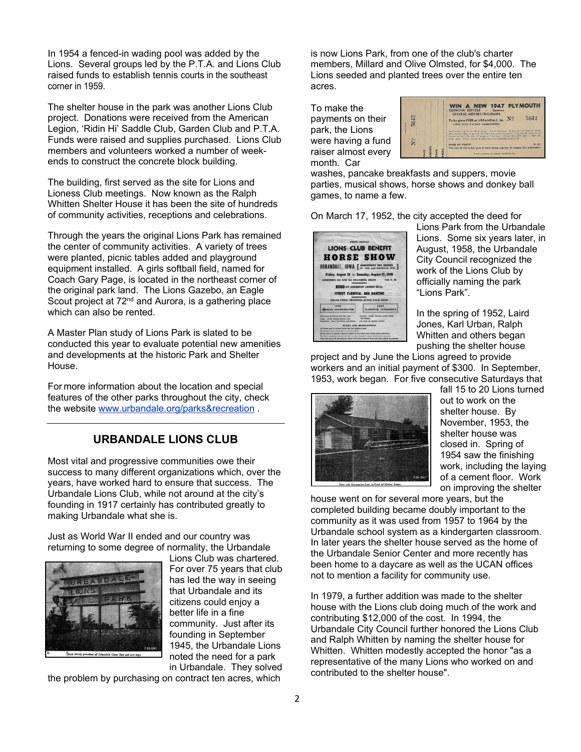In 1954 a fenced-in wading pool was added by the Lions. Several groups led by the P.T.A. and Lions Club raised funds to establish tennis courts in the southeast corner in 1959.

The shelter house in the park was another Lions Club project. Donations were received from the American Legion, 'Ridin Hi' Saddle Club, Garden Club and P.T.A. Funds were raised and supplies purchased. Lions Club members and volunteers worked a number of week-ends to construct the concrete block building.

The building, first served as the site for Lions and Lioness Club meetings. Now known as the Ralph Whitten Shelter House it has been the site of hundreds of community activities, receptions and celebrations.

Through the years the original Lions Park has remained the center of community activities. A variety of trees were planted, picnic tables added and playground equipment installed. A girls softball field, named for Coach Gary Page, is located in the northeast corner of the original park land. The Lions Gazebo, an Eagle Scout project at 72nd and Aurora, is a gathering place which can also be rented.

A Master Plan study of Lions Park is slated to be conducted this year to evaluate potential new amenities and developments at the historic Park and Shelter House.

For more information about the location and special features of the other parks throughout the city, check the website www.urbandale.org/parks&recreation .

## URBANDALE LIONS CLUB

Most vital and progressive communities owe their success to many different organizations which, over the years, have worked hard to ensure that success. The Urbandale Lions Club, while not around at the city's founding in 1917 certainly has contributed greatly to making Urbandale what she is.

Just as World War II ended and our country was returning to some degree of normality, the Urbandale Lions Club was chartered. For over 75 years that club has led the way in seeing that Urbandale and its citizens could enjoy a better life in a fine community. Just after its founding in September 1945, the Urbandale Lions noted the need for a park in Urbandale. They solved the problem by purchasing on contract ten acres, which is now Lions Park, from one of the club's charter members, Millard and Olive Olmsted, for $4,000. The Lions seeded and planted trees over the entire ten acres.

To make the payments on their park, the Lions were having a fund raiser almost every month. Car washes, pancake breakfasts and suppers, movie parties, musical shows, horse shows and donkey ball games, to name a few.

On March 17, 1952, the city accepted the deed for Lions Park from the Urbandale Lions. Some six years later, in August, 1958, the Urbandale City Council recognized the work of the Lions Club by officially naming the park "Lions Park".

In the spring of 1952, Laird Jones, Karl Urban, Ralph Whitten and others began pushing the shelter house project and by June the Lions agreed to provide workers and an initial payment of $300. In September, 1953, work began. For five consecutive Saturdays that fall 15 to 20 Lions turned out to work on the shelter house. By November, 1953, the shelter house was closed in. Spring of 1954 saw the finishing work, including the laying of a cement floor. Work on improving the shelter house went on for several more years, but the completed building became doubly important to the community as it was used from 1957 to 1964 by the Urbandale school system as a kindergarten classroom. In later years the shelter house served as the home of the Urbandale Senior Center and more recently has been home to a daycare as well as the UCAN offices not to mention a facility for community use.

In 1979, a further addition was made to the shelter house with the Lions club doing much of the work and contributing $12,000 of the cost. In 1994, the Urbandale City Council further honored the Lions Club and Ralph Whitten by naming the shelter house for Whitten. Whitten modestly accepted the honor "as a representative of the many Lions who worked on and contributed to the shelter house".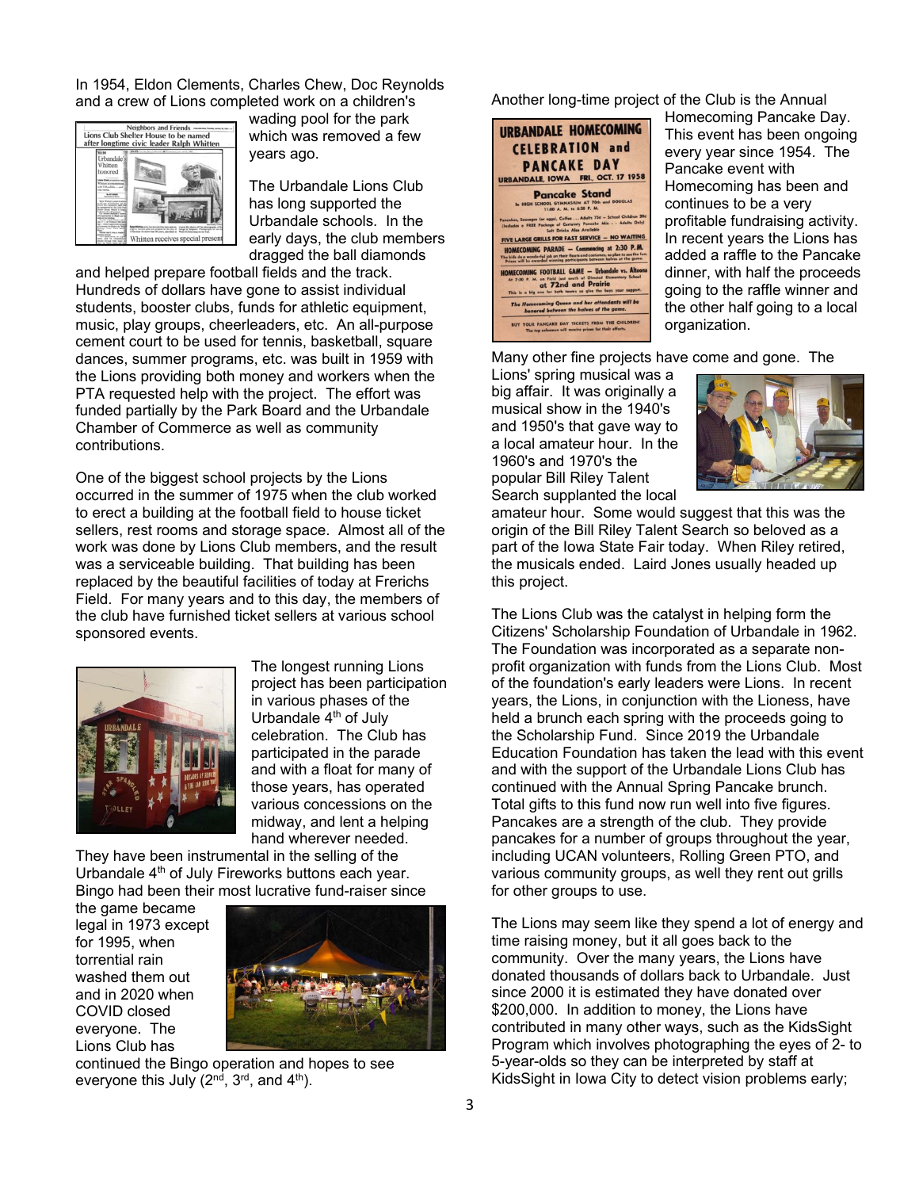In 1954, Eldon Clements, Charles Chew, Doc Reynolds and a crew of Lions completed work on a children's wading pool for the park which was removed a few years ago.

The Urbandale Lions Club has long supported the Urbandale schools. In the early days, the club members dragged the ball diamonds and helped prepare football fields and the track. Hundreds of dollars have gone to assist individual students, booster clubs, funds for athletic equipment, music, play groups, cheerleaders, etc. An all-purpose cement court to be used for tennis, basketball, square dances, summer programs, etc. was built in 1959 with the Lions providing both money and workers when the PTA requested help with the project. The effort was funded partially by the Park Board and the Urbandale Chamber of Commerce as well as community contributions.

One of the biggest school projects by the Lions occurred in the summer of 1975 when the club worked to erect a building at the football field to house ticket sellers, rest rooms and storage space. Almost all of the work was done by Lions Club members, and the result was a serviceable building. That building has been replaced by the beautiful facilities of today at Frerichs Field. For many years and to this day, the members of the club have furnished ticket sellers at various school sponsored events.

The longest running Lions project has been participation in various phases of the Urbandale 4th of July celebration. The Club has participated in the parade and with a float for many of those years, has operated various concessions on the midway, and lent a helping hand wherever needed. They have been instrumental in the selling of the Urbandale 4th of July Fireworks buttons each year. Bingo had been their most lucrative fund-raiser since the game became legal in 1973 except for 1995, when torrential rain washed them out and in 2020 when COVID closed everyone. The Lions Club has continued the Bingo operation and hopes to see everyone this July (2nd, 3rd, and 4th).

Another long-time project of the Club is the Annual Homecoming Pancake Day. This event has been ongoing every year since 1954. The Pancake event with Homecoming has been and continues to be a very profitable fundraising activity. In recent years the Lions has added a raffle to the Pancake dinner, with half the proceeds going to the raffle winner and the other half going to a local organization.

Many other fine projects have come and gone. The Lions' spring musical was a big affair. It was originally a musical show in the 1940's and 1950's that gave way to a local amateur hour. In the 1960's and 1970's the popular Bill Riley Talent Search supplanted the local amateur hour. Some would suggest that this was the origin of the Bill Riley Talent Search so beloved as a part of the Iowa State Fair today. When Riley retired, the musicals ended. Laird Jones usually headed up this project.

The Lions Club was the catalyst in helping form the Citizens' Scholarship Foundation of Urbandale in 1962. The Foundation was incorporated as a separate non-profit organization with funds from the Lions Club. Most of the foundation's early leaders were Lions. In recent years, the Lions, in conjunction with the Lioness, have held a brunch each spring with the proceeds going to the Scholarship Fund. Since 2019 the Urbandale Education Foundation has taken the lead with this event and with the support of the Urbandale Lions Club has continued with the Annual Spring Pancake brunch. Total gifts to this fund now run well into five figures. Pancakes are a strength of the club. They provide pancakes for a number of groups throughout the year, including UCAN volunteers, Rolling Green PTO, and various community groups, as well they rent out grills for other groups to use.

The Lions may seem like they spend a lot of energy and time raising money, but it all goes back to the community. Over the many years, the Lions have donated thousands of dollars back to Urbandale. Just since 2000 it is estimated they have donated over $200,000. In addition to money, the Lions have contributed in many other ways, such as the KidsSight Program which involves photographing the eyes of 2- to 5-year-olds so they can be interpreted by staff at KidsSight in Iowa City to detect vision problems early;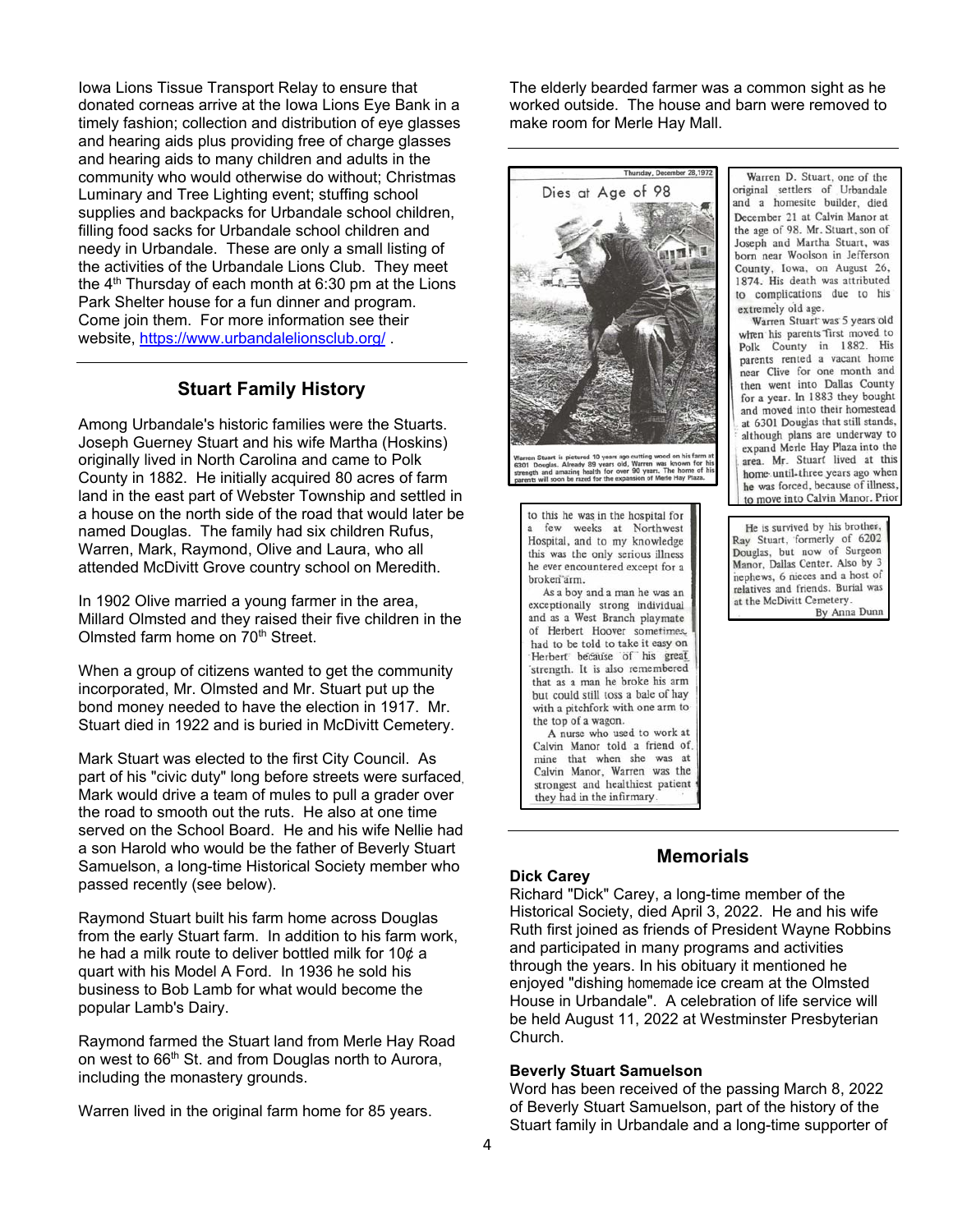Iowa Lions Tissue Transport Relay to ensure that donated corneas arrive at the Iowa Lions Eye Bank in a timely fashion; collection and distribution of eye glasses and hearing aids plus providing free of charge glasses and hearing aids to many children and adults in the community who would otherwise do without; Christmas Luminary and Tree Lighting event; stuffing school supplies and backpacks for Urbandale school children, filling food sacks for Urbandale school children and needy in Urbandale. These are only a small listing of the activities of the Urbandale Lions Club. They meet the 4th Thursday of each month at 6:30 pm at the Lions Park Shelter house for a fun dinner and program. Come join them. For more information see their website, https://www.urbandalelionsclub.org/ .

## Stuart Family History

Among Urbandale's historic families were the Stuarts. Joseph Guerney Stuart and his wife Martha (Hoskins) originally lived in North Carolina and came to Polk County in 1882. He initially acquired 80 acres of farm land in the east part of Webster Township and settled in a house on the north side of the road that would later be named Douglas. The family had six children Rufus, Warren, Mark, Raymond, Olive and Laura, who all attended McDivitt Grove country school on Meredith.

In 1902 Olive married a young farmer in the area, Millard Olmsted and they raised their five children in the Olmsted farm home on 70th Street.

When a group of citizens wanted to get the community incorporated, Mr. Olmsted and Mr. Stuart put up the bond money needed to have the election in 1917. Mr. Stuart died in 1922 and is buried in McDivitt Cemetery.

Mark Stuart was elected to the first City Council. As part of his "civic duty" long before streets were surfaced, Mark would drive a team of mules to pull a grader over the road to smooth out the ruts. He also at one time served on the School Board. He and his wife Nellie had a son Harold who would be the father of Beverly Stuart Samuelson, a long-time Historical Society member who passed recently (see below).

Raymond Stuart built his farm home across Douglas from the early Stuart farm. In addition to his farm work, he had a milk route to deliver bottled milk for 10¢ a quart with his Model A Ford. In 1936 he sold his business to Bob Lamb for what would become the popular Lamb's Dairy.

Raymond farmed the Stuart land from Merle Hay Road on west to 66th St. and from Douglas north to Aurora, including the monastery grounds.

Warren lived in the original farm home for 85 years. The elderly bearded farmer was a common sight as he worked outside. The house and barn were removed to make room for Merle Hay Mall.

Thursday, December 28, 1972

**Dies at Age of 98**

Warren Stuart is pictured 10 years ago cutting wood on his farm at 6301 Douglas. Already 89 years old, Warren was known for his strength and amazing health for over 90 years. The home of his parents will soon be razed for the expansion of Merle Hay Plaza.

Warren D. Stuart, one of the original settlers of Urbandale and a homesite builder, died December 21 at Calvin Manor at the age of 98. Mr. Stuart, son of Joseph and Martha Stuart, was born near Woolson in Jefferson County, Iowa, on August 26, 1874. His death was attributed to complications due to his extremely old age.

Warren Stuart was 5 years old when his parents first moved to Polk County in 1882. His parents rented a vacant home near Clive for one month and then went into Dallas County for a year. In 1883 they bought and moved into their homestead at 6301 Douglas that still stands, although plans are underway to expand Merle Hay Plaza into the area. Mr. Stuart lived at this home until three years ago when he was forced, because of illness, to move into Calvin Manor. Prior to this he was in the hospital for a few weeks at Northwest Hospital, and to my knowledge this was the only serious illness he ever encountered except for a broken arm.

As a boy and a man he was an exceptionally strong individual and as a West Branch playmate of Herbert Hoover sometimes had to be told to take it easy on Herbert because of his great strength. It is also remembered that as a man he broke his arm but could still toss a bale of hay with a pitchfork with one arm to the top of a wagon.

A nurse who used to work at Calvin Manor told a friend of mine that when she was at Calvin Manor, Warren was the strongest and healthiest patient they had in the infirmary.

He is survived by his brother, Ray Stuart, formerly of 6202 Douglas, but now of Surgeon Manor, Dallas Center. Also by 3 nephews, 6 nieces and a host of relatives and friends. Burial was at the McDivitt Cemetery.

By Anna Dunn

## Memorials

**Dick Carey**

Richard "Dick" Carey, a long-time member of the Historical Society, died April 3, 2022. He and his wife Ruth first joined as friends of President Wayne Robbins and participated in many programs and activities through the years. In his obituary it mentioned he enjoyed "dishing homemade ice cream at the Olmsted House in Urbandale". A celebration of life service will be held August 11, 2022 at Westminster Presbyterian Church.

**Beverly Stuart Samuelson**

Word has been received of the passing March 8, 2022 of Beverly Stuart Samuelson, part of the history of the Stuart family in Urbandale and a long-time supporter of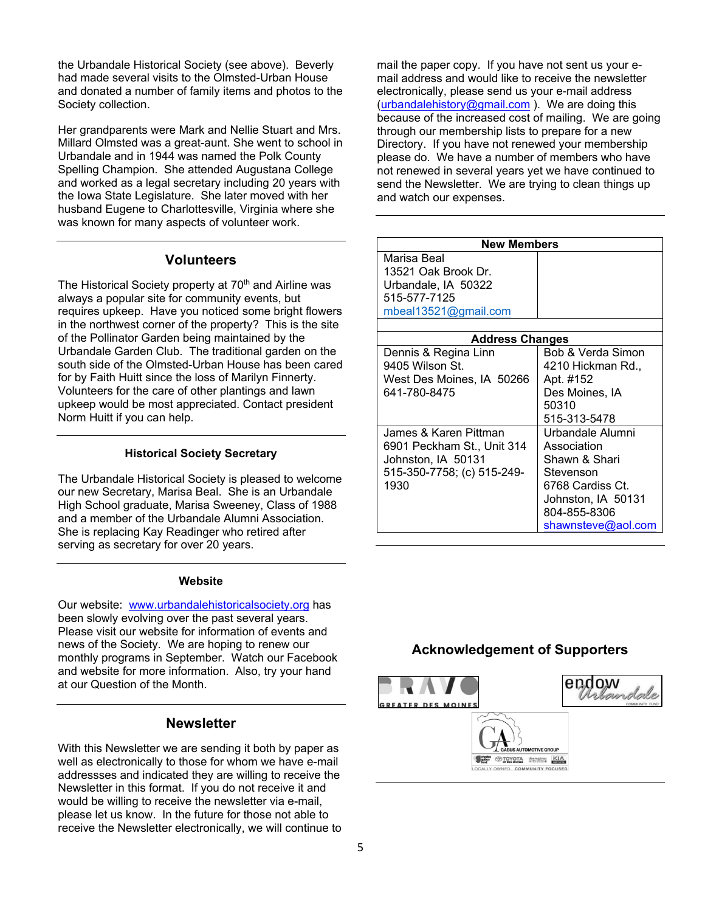the Urbandale Historical Society (see above). Beverly had made several visits to the Olmsted-Urban House and donated a number of family items and photos to the Society collection.

Her grandparents were Mark and Nellie Stuart and Mrs. Millard Olmsted was a great-aunt. She went to school in Urbandale and in 1944 was named the Polk County Spelling Champion. She attended Augustana College and worked as a legal secretary including 20 years with the Iowa State Legislature. She later moved with her husband Eugene to Charlottesville, Virginia where she was known for many aspects of volunteer work.

## Volunteers

The Historical Society property at 70th and Airline was always a popular site for community events, but requires upkeep. Have you noticed some bright flowers in the northwest corner of the property? This is the site of the Pollinator Garden being maintained by the Urbandale Garden Club. The traditional garden on the south side of the Olmsted-Urban House has been cared for by Faith Huitt since the loss of Marilyn Finnerty. Volunteers for the care of other plantings and lawn upkeep would be most appreciated. Contact president Norm Huitt if you can help.

### Historical Society Secretary

The Urbandale Historical Society is pleased to welcome our new Secretary, Marisa Beal. She is an Urbandale High School graduate, Marisa Sweeney, Class of 1988 and a member of the Urbandale Alumni Association. She is replacing Kay Readinger who retired after serving as secretary for over 20 years.

### Website

Our website: www.urbandalehistoricalsociety.org has been slowly evolving over the past several years. Please visit our website for information of events and news of the Society. We are hoping to renew our monthly programs in September. Watch our Facebook and website for more information. Also, try your hand at our Question of the Month.

## Newsletter

With this Newsletter we are sending it both by paper as well as electronically to those for whom we have e-mail addressses and indicated they are willing to receive the Newsletter in this format. If you do not receive it and would be willing to receive the newsletter via e-mail, please let us know. In the future for those not able to receive the Newsletter electronically, we will continue to mail the paper copy. If you have not sent us your e-mail address and would like to receive the newsletter electronically, please send us your e-mail address (urbandalehistory@gmail.com ). We are doing this because of the increased cost of mailing. We are going through our membership lists to prepare for a new Directory. If you have not renewed your membership please do. We have a number of members who have not renewed in several years yet we have continued to send the Newsletter. We are trying to clean things up and watch our expenses.

| New Members | |
|---|---|
| Marisa Beal<br>13521 Oak Brook Dr.<br>Urbandale, IA 50322<br>515-577-7125<br>mbeal13521@gmail.com | |
| **Address Changes** | |
| Dennis & Regina Linn<br>9405 Wilson St.<br>West Des Moines, IA 50266<br>641-780-8475 | Bob & Verda Simon<br>4210 Hickman Rd., Apt. #152<br>Des Moines, IA 50310<br>515-313-5478 |
| James & Karen Pittman<br>6901 Peckham St., Unit 314<br>Johnston, IA 50131<br>515-350-7758; (c) 515-249-1930 | Urbandale Alumni Association<br>Shawn & Shari Stevenson<br>6768 Cardiss Ct.<br>Johnston, IA 50131<br>804-855-8306<br>shawnsteve@aol.com |

## Acknowledgement of Supporters

BRAVO Greater Des Moines

endow Urbandale Community Fund

Gabus Automotive Group — Locally Owned. Community Focused.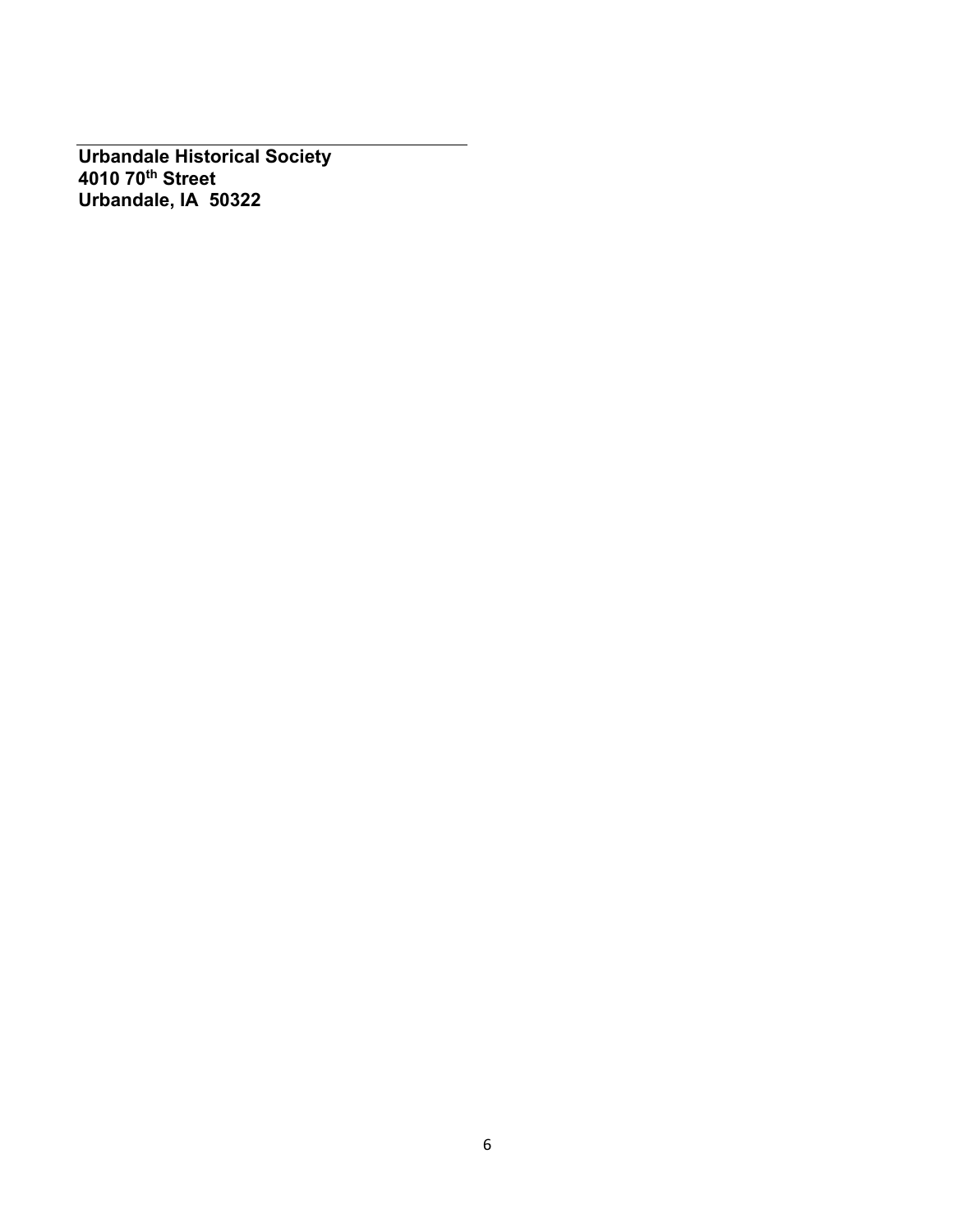**Urbandale Historical Society**
**4010 70th Street**
**Urbandale, IA  50322**